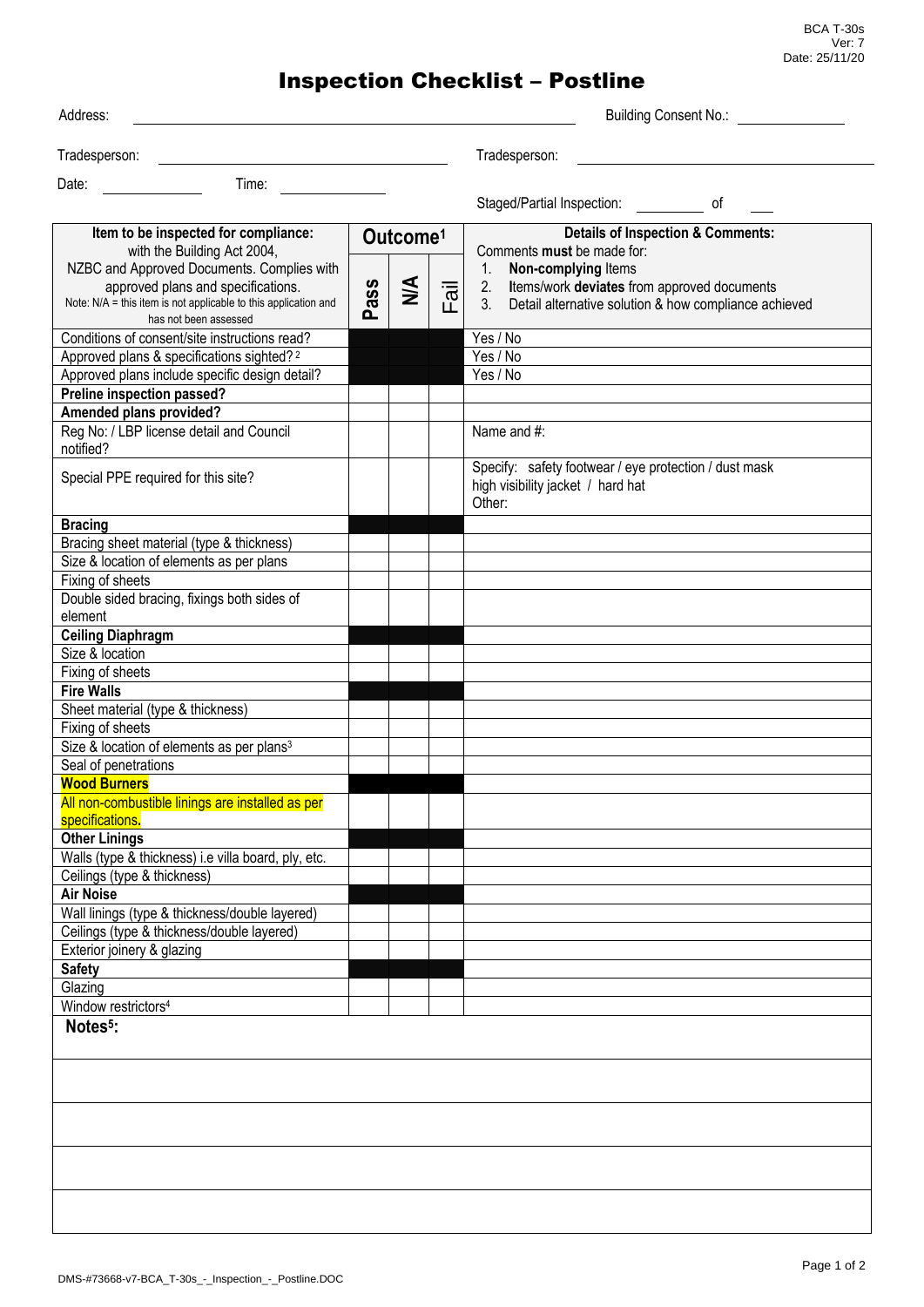BCA T-30s
Ver: 7
Date: 25/11/20

# Inspection Checklist – Postline

Address: _______________________________ Building Consent No.: ______________

Tradesperson: ______________________ Tradesperson: ______________________

Date: ____________ Time: ____________

Staged/Partial Inspection: ________ of ___

| Item to be inspected for compliance: with the Building Act 2004, NZBC and Approved Documents. Complies with approved plans and specifications. Note: N/A = this item is not applicable to this application and has not been assessed | Outcome[1] | | | Details of Inspection & Comments: Comments **must** be made for: 1. **Non-complying** Items 2. Items/work **deviates** from approved documents 3. Detail alternative solution & how compliance achieved |
|---|---|---|---|---|
| | Pass | N/A | Fail | |
| Conditions of consent/site instructions read? | | | | Yes / No |
| Approved plans & specifications sighted?[2] | | | | Yes / No |
| Approved plans include specific design detail? | | | | Yes / No |
| **Preline inspection passed?** | | | | |
| **Amended plans provided?** | | | | |
| Reg No: / LBP license detail and Council notified? | | | | Name and #: |
| Special PPE required for this site? | | | | Specify: safety footwear / eye protection / dust mask high visibility jacket / hard hat Other: |
| **Bracing** | | | | |
| Bracing sheet material (type & thickness) | | | | |
| Size & location of elements as per plans | | | | |
| Fixing of sheets | | | | |
| Double sided bracing, fixings both sides of element | | | | |
| **Ceiling Diaphragm** | | | | |
| Size & location | | | | |
| Fixing of sheets | | | | |
| **Fire Walls** | | | | |
| Sheet material (type & thickness) | | | | |
| Fixing of sheets | | | | |
| Size & location of elements as per plans[3] | | | | |
| Seal of penetrations | | | | |
| **Wood Burners** | | | | |
| All non-combustible linings are installed as per specifications. | | | | |
| **Other Linings** | | | | |
| Walls (type & thickness) i.e villa board, ply, etc. | | | | |
| Ceilings (type & thickness) | | | | |
| **Air Noise** | | | | |
| Wall linings (type & thickness/double layered) | | | | |
| Ceilings (type & thickness/double layered) | | | | |
| Exterior joinery & glazing | | | | |
| **Safety** | | | | |
| Glazing | | | | |
| Window restrictors[4] | | | | |

**Notes[5]:**

DMS-#73668-v7-BCA_T-30s_-_Inspection_-_Postline.DOC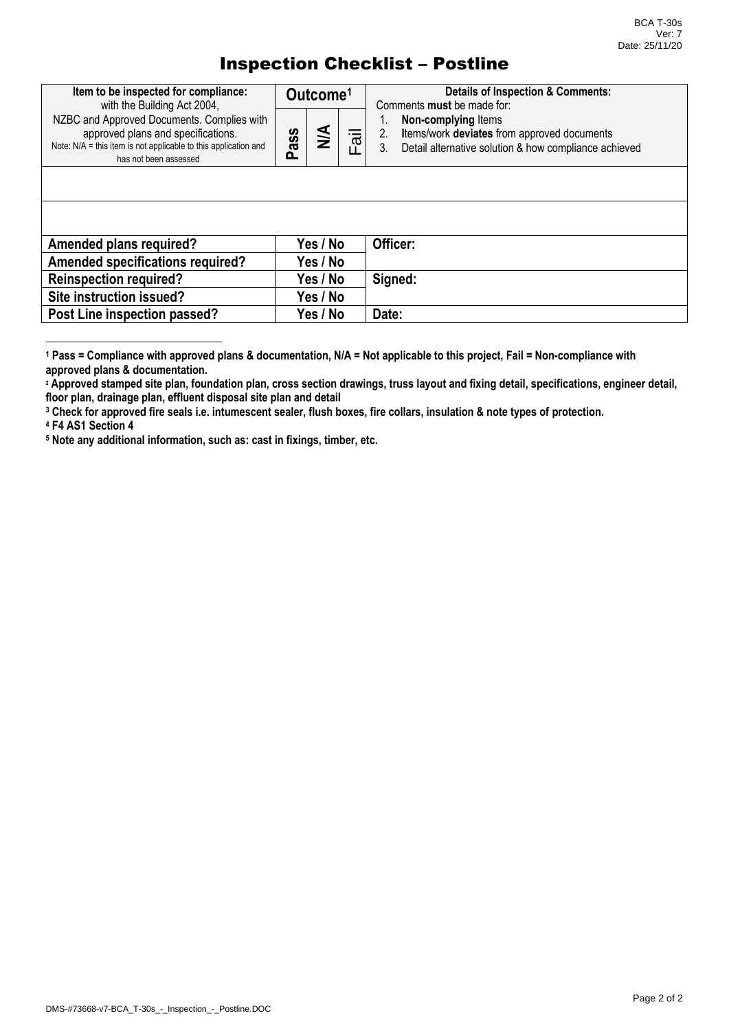# Inspection Checklist – Postline

| Item to be inspected for compliance: with the Building Act 2004, NZBC and Approved Documents. Complies with approved plans and specifications. Note: N/A = this item is not applicable to this application and has not been assessed | Outcome[1] | | | Details of Inspection & Comments: Comments **must** be made for: 1. **Non-complying** Items 2. Items/work **deviates** from approved documents 3. Detail alternative solution & how compliance achieved |
|---|---|---|---|---|
| | Pass | N/A | Fail | |
| | | | | |
| | | | | |

| | | |
|---|---|---|
| **Amended plans required?** | **Yes / No** | **Officer:** |
| **Amended specifications required?** | **Yes / No** | |
| **Reinspection required?** | **Yes / No** | **Signed:** |
| **Site instruction issued?** | **Yes / No** | |
| **Post Line inspection passed?** | **Yes / No** | **Date:** |

[1] **Pass = Compliance with approved plans & documentation, N/A = Not applicable to this project, Fail = Non-compliance with approved plans & documentation.**

[2] **Approved stamped site plan, foundation plan, cross section drawings, truss layout and fixing detail, specifications, engineer detail, floor plan, drainage plan, effluent disposal site plan and detail**

[3] **Check for approved fire seals i.e. intumescent sealer, flush boxes, fire collars, insulation & note types of protection.**

[4] **F4 AS1 Section 4**

[5] **Note any additional information, such as: cast in fixings, timber, etc.**